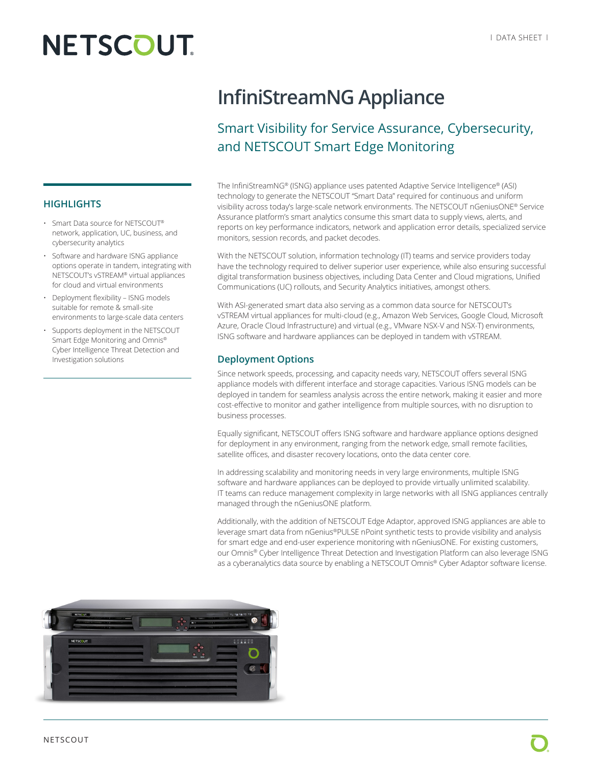# InfiniStreamNG Appliance

## Smart Visibility for Service Assurance, Cybersecurity, and NETSCOUT Smart Edge Monitoring

### HIGHLIGHTS

- Smart Data source for NETSCOUT® network, application, UC, business, and cybersecurity analytics
- Software and hardware ISNG appliance options operate in tandem, integrating with NETSCOUT's vSTREAM® virtual appliances for cloud and virtual environments
- Deployment flexibility – ISNG models suitable for remote & small-site environments to large-scale data centers
- Supports deployment in the NETSCOUT Smart Edge Monitoring and Omnis® Cyber Intelligence Threat Detection and Investigation solutions

The InfiniStreamNG® (ISNG) appliance uses patented Adaptive Service Intelligence® (ASI) technology to generate the NETSCOUT "Smart Data" required for continuous and uniform visibility across today's large-scale network environments. The NETSCOUT nGeniusONE® Service Assurance platform's smart analytics consume this smart data to supply views, alerts, and reports on key performance indicators, network and application error details, specialized service monitors, session records, and packet decodes.

With the NETSCOUT solution, information technology (IT) teams and service providers today have the technology required to deliver superior user experience, while also ensuring successful digital transformation business objectives, including Data Center and Cloud migrations, Unified Communications (UC) rollouts, and Security Analytics initiatives, amongst others.

With ASI-generated smart data also serving as a common data source for NETSCOUT's vSTREAM virtual appliances for multi-cloud (e.g., Amazon Web Services, Google Cloud, Microsoft Azure, Oracle Cloud Infrastructure) and virtual (e.g., VMware NSX-V and NSX-T) environments, ISNG software and hardware appliances can be deployed in tandem with vSTREAM.

### Deployment Options

Since network speeds, processing, and capacity needs vary, NETSCOUT offers several ISNG appliance models with different interface and storage capacities. Various ISNG models can be deployed in tandem for seamless analysis across the entire network, making it easier and more cost-effective to monitor and gather intelligence from multiple sources, with no disruption to business processes.

Equally significant, NETSCOUT offers ISNG software and hardware appliance options designed for deployment in any environment, ranging from the network edge, small remote facilities, satellite offices, and disaster recovery locations, onto the data center core.

In addressing scalability and monitoring needs in very large environments, multiple ISNG software and hardware appliances can be deployed to provide virtually unlimited scalability. IT teams can reduce management complexity in large networks with all ISNG appliances centrally managed through the nGeniusONE platform.

Additionally, with the addition of NETSCOUT Edge Adaptor, approved ISNG appliances are able to leverage smart data from nGenius®PULSE nPoint synthetic tests to provide visibility and analysis for smart edge and end-user experience monitoring with nGeniusONE. For existing customers, our Omnis® Cyber Intelligence Threat Detection and Investigation Platform can also leverage ISNG as a cyberanalytics data source by enabling a NETSCOUT Omnis® Cyber Adaptor software license.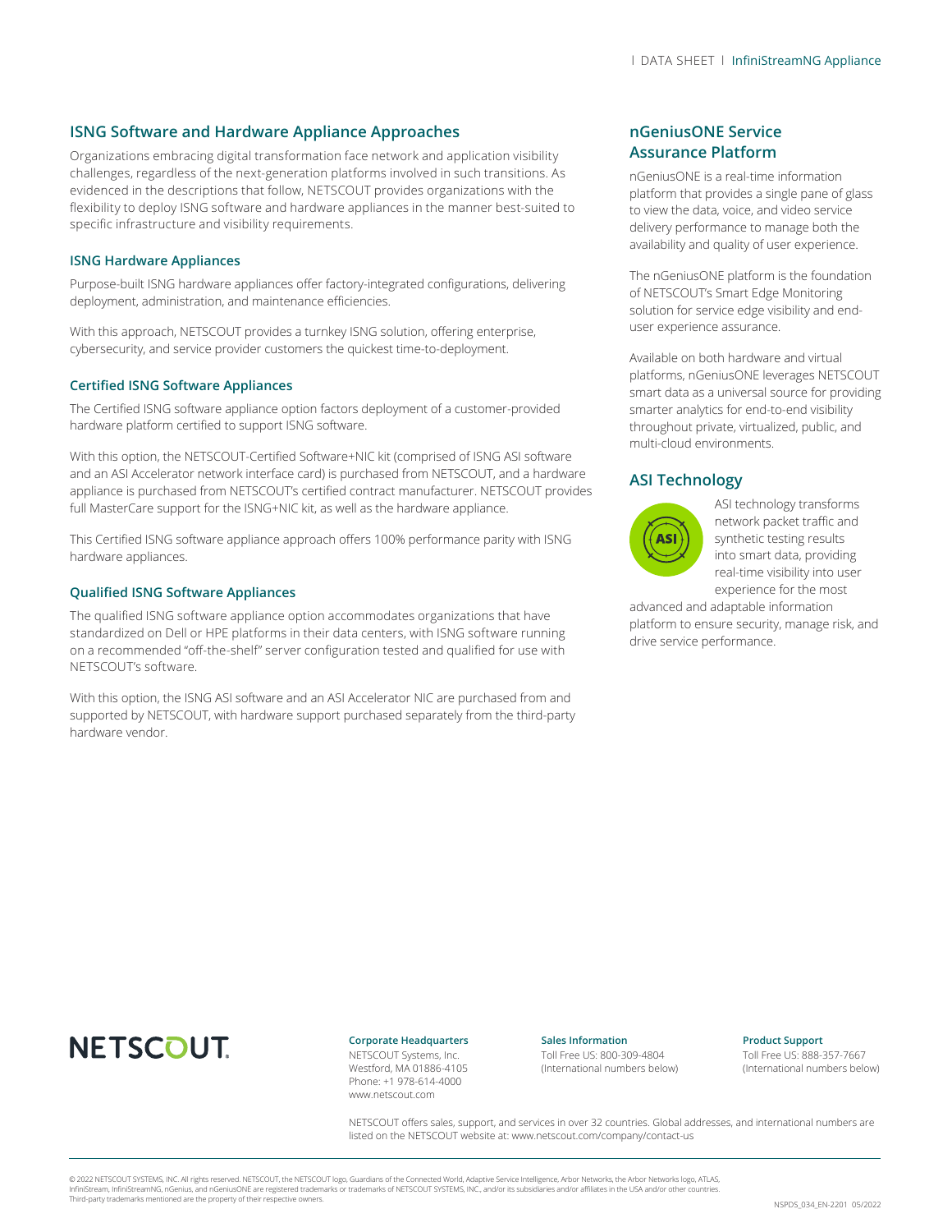## ISNG Software and Hardware Appliance Approaches

Organizations embracing digital transformation face network and application visibility challenges, regardless of the next-generation platforms involved in such transitions. As evidenced in the descriptions that follow, NETSCOUT provides organizations with the flexibility to deploy ISNG software and hardware appliances in the manner best-suited to specific infrastructure and visibility requirements.

### ISNG Hardware Appliances

Purpose-built ISNG hardware appliances offer factory-integrated configurations, delivering deployment, administration, and maintenance efficiencies.

With this approach, NETSCOUT provides a turnkey ISNG solution, offering enterprise, cybersecurity, and service provider customers the quickest time-to-deployment.

### Certified ISNG Software Appliances

The Certified ISNG software appliance option factors deployment of a customer-provided hardware platform certified to support ISNG software.

With this option, the NETSCOUT-Certified Software+NIC kit (comprised of ISNG ASI software and an ASI Accelerator network interface card) is purchased from NETSCOUT, and a hardware appliance is purchased from NETSCOUT's certified contract manufacturer. NETSCOUT provides full MasterCare support for the ISNG+NIC kit, as well as the hardware appliance.

This Certified ISNG software appliance approach offers 100% performance parity with ISNG hardware appliances.

### Qualified ISNG Software Appliances

The qualified ISNG software appliance option accommodates organizations that have standardized on Dell or HPE platforms in their data centers, with ISNG software running on a recommended "off-the-shelf" server configuration tested and qualified for use with NETSCOUT's software.

With this option, the ISNG ASI software and an ASI Accelerator NIC are purchased from and supported by NETSCOUT, with hardware support purchased separately from the third-party hardware vendor.

## nGeniusONE Service Assurance Platform

nGeniusONE is a real-time information platform that provides a single pane of glass to view the data, voice, and video service delivery performance to manage both the availability and quality of user experience.

The nGeniusONE platform is the foundation of NETSCOUT's Smart Edge Monitoring solution for service edge visibility and end-user experience assurance.

Available on both hardware and virtual platforms, nGeniusONE leverages NETSCOUT smart data as a universal source for providing smarter analytics for end-to-end visibility throughout private, virtualized, public, and multi-cloud environments.

## ASI Technology

ASI technology transforms network packet traffic and synthetic testing results into smart data, providing real-time visibility into user experience for the most advanced and adaptable information platform to ensure security, manage risk, and drive service performance.

NETSCOUT.

**Corporate Headquarters**
NETSCOUT Systems, Inc.
Westford, MA 01886-4105
Phone: +1 978-614-4000
www.netscout.com

**Sales Information**
Toll Free US: 800-309-4804
(International numbers below)

**Product Support**
Toll Free US: 888-357-7667
(International numbers below)

NETSCOUT offers sales, support, and services in over 32 countries. Global addresses, and international numbers are listed on the NETSCOUT website at: www.netscout.com/company/contact-us

© 2022 NETSCOUT SYSTEMS, INC. All rights reserved. NETSCOUT, the NETSCOUT logo, Guardians of the Connected World, Adaptive Service Intelligence, Arbor Networks, the Arbor Networks logo, ATLAS, InfiniStream, InfiniStreamNG, nGenius, and nGeniusONE are registered trademarks or trademarks of NETSCOUT SYSTEMS, INC., and/or its subsidiaries and/or affiliates in the USA and/or other countries. Third-party trademarks mentioned are the property of their respective owners.

NSPDS_034_EN-2201 05/2022